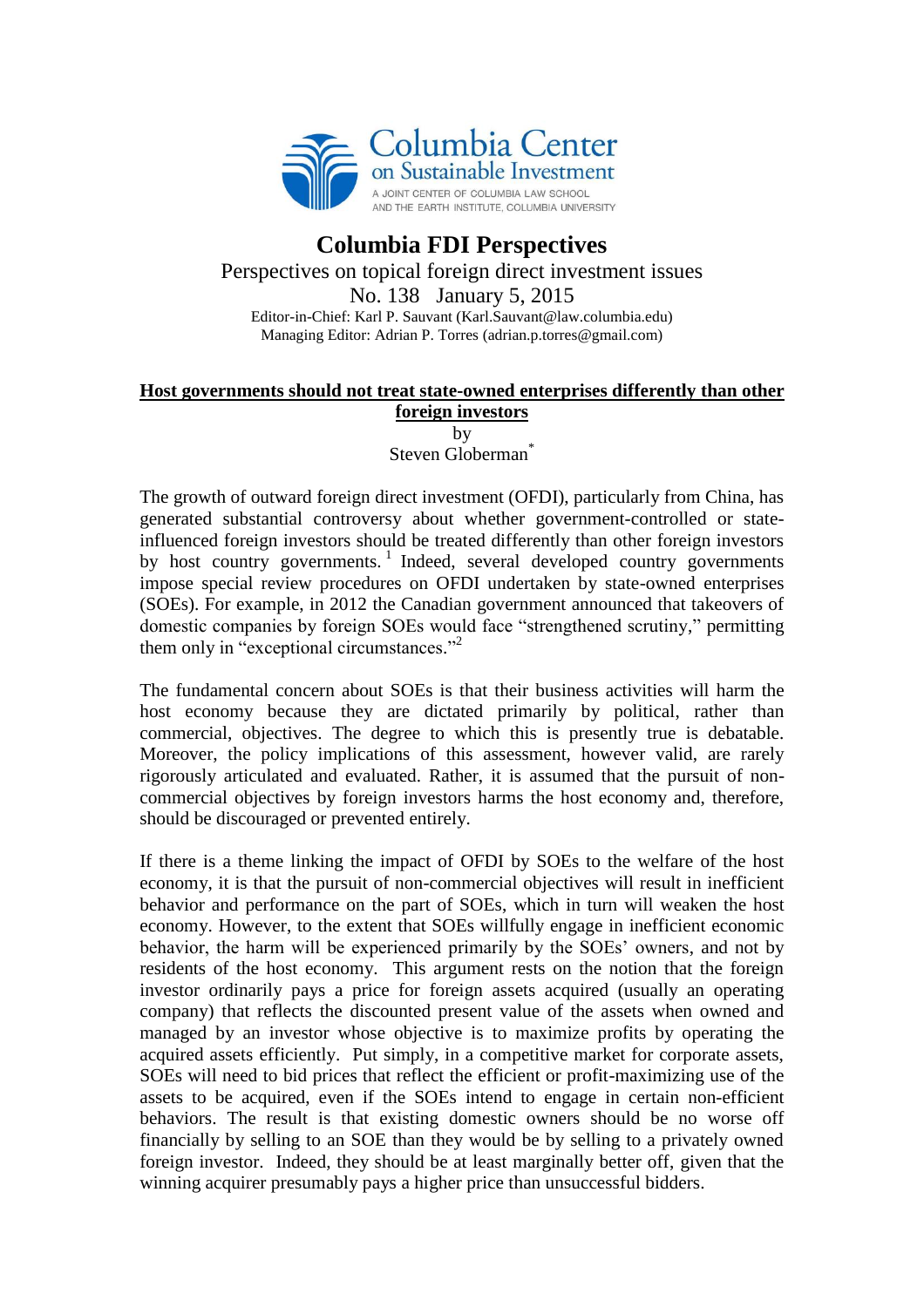Columbia Center on Sustainable Investment

A JOINT CENTER OF COLUMBIA LAW SCHOOL AND THE EARTH INSTITUTE, COLUMBIA UNIVERSITY

# Columbia FDI Perspectives

Perspectives on topical foreign direct investment issues

No. 138 January 5, 2015

Editor-in-Chief: Karl P. Sauvant (Karl.Sauvant@law.columbia.edu)
Managing Editor: Adrian P. Torres (adrian.p.torres@gmail.com)

## Host governments should not treat state-owned enterprises differently than other foreign investors

by

Steven Globerman[*]

The growth of outward foreign direct investment (OFDI), particularly from China, has generated substantial controversy about whether government-controlled or state-influenced foreign investors should be treated differently than other foreign investors by host country governments.[1] Indeed, several developed country governments impose special review procedures on OFDI undertaken by state-owned enterprises (SOEs). For example, in 2012 the Canadian government announced that takeovers of domestic companies by foreign SOEs would face "strengthened scrutiny," permitting them only in "exceptional circumstances."[2]

The fundamental concern about SOEs is that their business activities will harm the host economy because they are dictated primarily by political, rather than commercial, objectives. The degree to which this is presently true is debatable. Moreover, the policy implications of this assessment, however valid, are rarely rigorously articulated and evaluated. Rather, it is assumed that the pursuit of non-commercial objectives by foreign investors harms the host economy and, therefore, should be discouraged or prevented entirely.

If there is a theme linking the impact of OFDI by SOEs to the welfare of the host economy, it is that the pursuit of non-commercial objectives will result in inefficient behavior and performance on the part of SOEs, which in turn will weaken the host economy. However, to the extent that SOEs willfully engage in inefficient economic behavior, the harm will be experienced primarily by the SOEs' owners, and not by residents of the host economy. This argument rests on the notion that the foreign investor ordinarily pays a price for foreign assets acquired (usually an operating company) that reflects the discounted present value of the assets when owned and managed by an investor whose objective is to maximize profits by operating the acquired assets efficiently. Put simply, in a competitive market for corporate assets, SOEs will need to bid prices that reflect the efficient or profit-maximizing use of the assets to be acquired, even if the SOEs intend to engage in certain non-efficient behaviors. The result is that existing domestic owners should be no worse off financially by selling to an SOE than they would be by selling to a privately owned foreign investor. Indeed, they should be at least marginally better off, given that the winning acquirer presumably pays a higher price than unsuccessful bidders.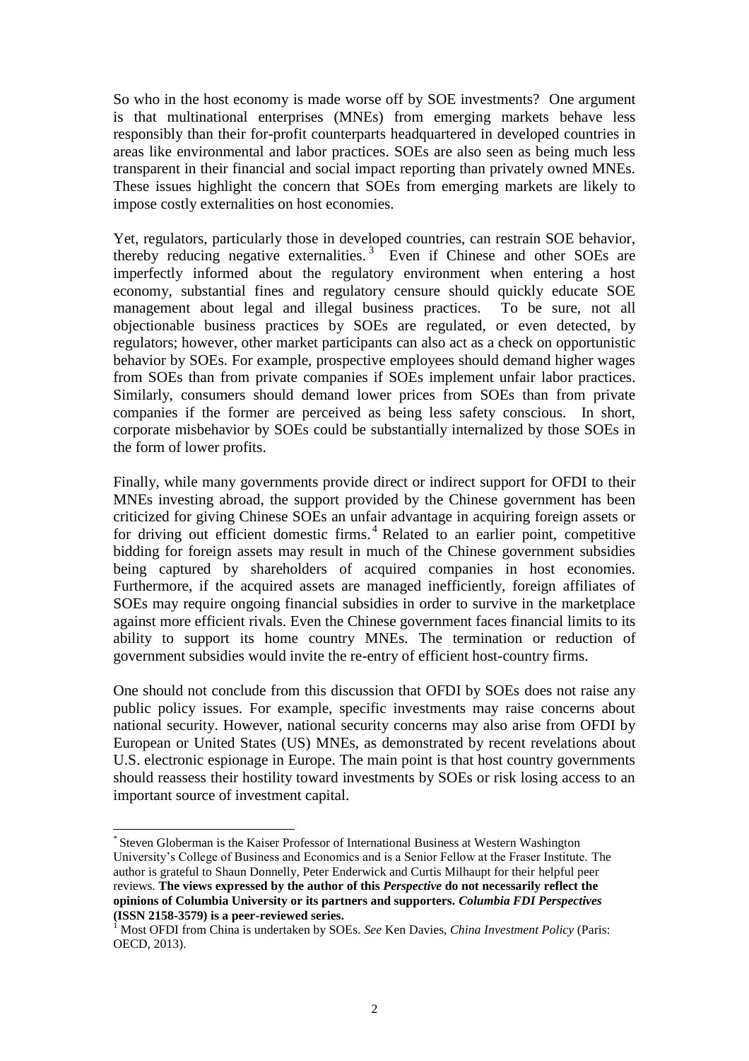So who in the host economy is made worse off by SOE investments? One argument is that multinational enterprises (MNEs) from emerging markets behave less responsibly than their for-profit counterparts headquartered in developed countries in areas like environmental and labor practices. SOEs are also seen as being much less transparent in their financial and social impact reporting than privately owned MNEs. These issues highlight the concern that SOEs from emerging markets are likely to impose costly externalities on host economies.

Yet, regulators, particularly those in developed countries, can restrain SOE behavior, thereby reducing negative externalities.[3] Even if Chinese and other SOEs are imperfectly informed about the regulatory environment when entering a host economy, substantial fines and regulatory censure should quickly educate SOE management about legal and illegal business practices. To be sure, not all objectionable business practices by SOEs are regulated, or even detected, by regulators; however, other market participants can also act as a check on opportunistic behavior by SOEs. For example, prospective employees should demand higher wages from SOEs than from private companies if SOEs implement unfair labor practices. Similarly, consumers should demand lower prices from SOEs than from private companies if the former are perceived as being less safety conscious. In short, corporate misbehavior by SOEs could be substantially internalized by those SOEs in the form of lower profits.

Finally, while many governments provide direct or indirect support for OFDI to their MNEs investing abroad, the support provided by the Chinese government has been criticized for giving Chinese SOEs an unfair advantage in acquiring foreign assets or for driving out efficient domestic firms.[4] Related to an earlier point, competitive bidding for foreign assets may result in much of the Chinese government subsidies being captured by shareholders of acquired companies in host economies. Furthermore, if the acquired assets are managed inefficiently, foreign affiliates of SOEs may require ongoing financial subsidies in order to survive in the marketplace against more efficient rivals. Even the Chinese government faces financial limits to its ability to support its home country MNEs. The termination or reduction of government subsidies would invite the re-entry of efficient host-country firms.

One should not conclude from this discussion that OFDI by SOEs does not raise any public policy issues. For example, specific investments may raise concerns about national security. However, national security concerns may also arise from OFDI by European or United States (US) MNEs, as demonstrated by recent revelations about U.S. electronic espionage in Europe. The main point is that host country governments should reassess their hostility toward investments by SOEs or risk losing access to an important source of investment capital.

---

\* Steven Globerman is the Kaiser Professor of International Business at Western Washington University's College of Business and Economics and is a Senior Fellow at the Fraser Institute. The author is grateful to Shaun Donnelly, Peter Enderwick and Curtis Milhaupt for their helpful peer reviews. **The views expressed by the author of this *Perspective* do not necessarily reflect the opinions of Columbia University or its partners and supporters. *Columbia FDI Perspectives* (ISSN 2158-3579) is a peer-reviewed series.**

[1] Most OFDI from China is undertaken by SOEs. *See* Ken Davies, *China Investment Policy* (Paris: OECD, 2013).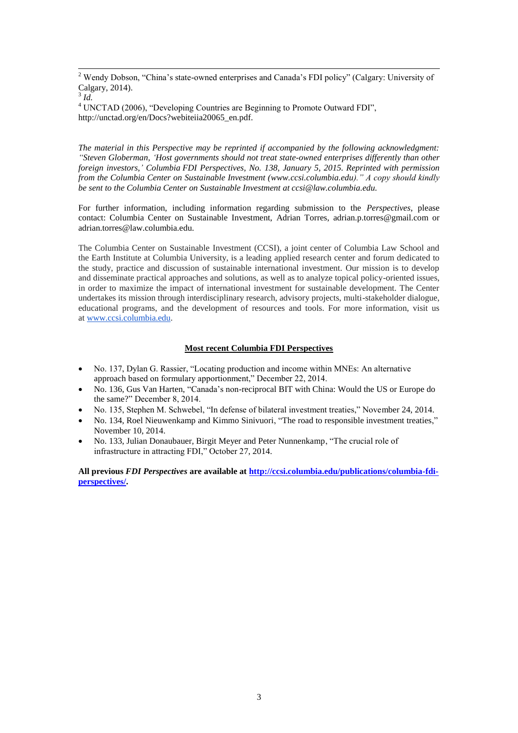[2] Wendy Dobson, "China's state-owned enterprises and Canada's FDI policy" (Calgary: University of Calgary, 2014).

[3] *Id.*

[4] UNCTAD (2006), "Developing Countries are Beginning to Promote Outward FDI", http://unctad.org/en/Docs?webiteiia20065_en.pdf.

*The material in this Perspective may be reprinted if accompanied by the following acknowledgment: "Steven Globerman, 'Host governments should not treat state-owned enterprises differently than other foreign investors,' Columbia FDI Perspectives, No. 138, January 5, 2015. Reprinted with permission from the Columbia Center on Sustainable Investment (www.ccsi.columbia.edu)." A copy should kindly be sent to the Columbia Center on Sustainable Investment at ccsi@law.columbia.edu.*

For further information, including information regarding submission to the *Perspectives*, please contact: Columbia Center on Sustainable Investment, Adrian Torres, adrian.p.torres@gmail.com or adrian.torres@law.columbia.edu.

The Columbia Center on Sustainable Investment (CCSI), a joint center of Columbia Law School and the Earth Institute at Columbia University, is a leading applied research center and forum dedicated to the study, practice and discussion of sustainable international investment. Our mission is to develop and disseminate practical approaches and solutions, as well as to analyze topical policy-oriented issues, in order to maximize the impact of international investment for sustainable development. The Center undertakes its mission through interdisciplinary research, advisory projects, multi-stakeholder dialogue, educational programs, and the development of resources and tools. For more information, visit us at www.ccsi.columbia.edu.

**Most recent Columbia FDI Perspectives**

- No. 137, Dylan G. Rassier, "Locating production and income within MNEs: An alternative approach based on formulary apportionment," December 22, 2014.
- No. 136, Gus Van Harten, "Canada's non-reciprocal BIT with China: Would the US or Europe do the same?" December 8, 2014.
- No. 135, Stephen M. Schwebel, "In defense of bilateral investment treaties," November 24, 2014.
- No. 134, Roel Nieuwenkamp and Kimmo Sinivuori, "The road to responsible investment treaties," November 10, 2014.
- No. 133, Julian Donaubauer, Birgit Meyer and Peter Nunnenkamp, "The crucial role of infrastructure in attracting FDI," October 27, 2014.

**All previous *FDI Perspectives* are available at http://ccsi.columbia.edu/publications/columbia-fdi-perspectives/.**